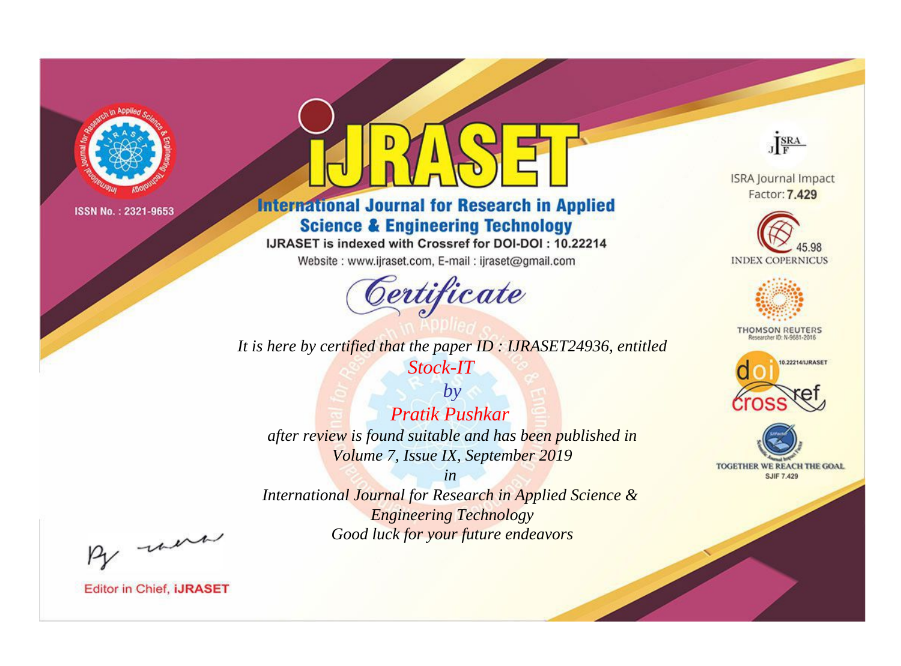ISSN No. : 2321-9653

# IJRASET

## International Journal for Research in Applied Science & Engineering Technology

IJRASET is indexed with Crossref for DOI-DOI : 10.22214

Website : www.ijraset.com, E-mail : ijraset@gmail.com

## *Certificate*

*It is here by certified that the paper ID : IJRASET24936, entitled*

*Stock-IT*

*by*

*Pratik Pushkar*

*after review is found suitable and has been published in*

*Volume 7, Issue IX, September 2019*

*in*

*International Journal for Research in Applied Science & Engineering Technology*

*Good luck for your future endeavors*

ISRA Journal Impact Factor: **7.429**

45.98 INDEX COPERNICUS

THOMSON REUTERS

Researcher ID: N-9681-2016

10.22214/IJRASET

TOGETHER WE REACH THE GOAL

SJIF 7.429

Editor in Chief, **IJRASET**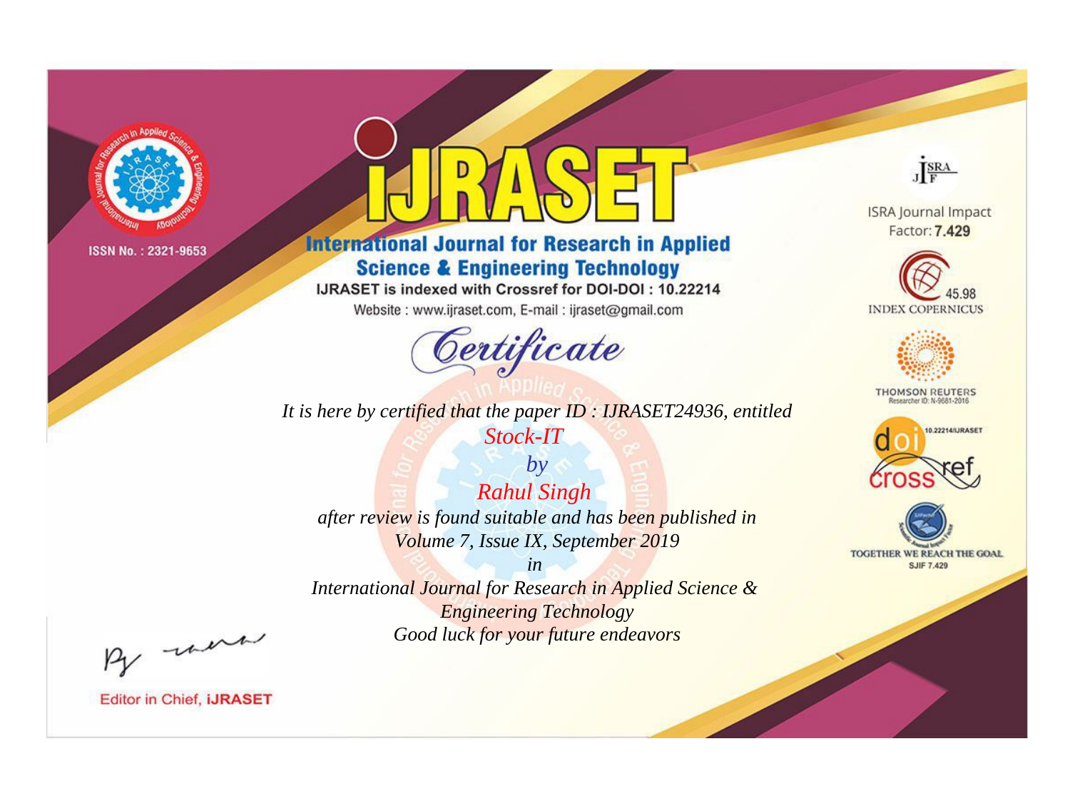ISSN No. : 2321-9653

# iJRASET

## International Journal for Research in Applied Science & Engineering Technology

IJRASET is indexed with Crossref for DOI-DOI : 10.22214

Website : www.ijraset.com, E-mail : ijraset@gmail.com

# Certificate

*It is here by certified that the paper ID : IJRASET24936, entitled*

*Stock-IT*

*by*

*Rahul Singh*

*after review is found suitable and has been published in*

*Volume 7, Issue IX, September 2019*

*in*

*International Journal for Research in Applied Science & Engineering Technology*

*Good luck for your future endeavors*

ISRA Journal Impact Factor: **7.429**

45.98 INDEX COPERNICUS

THOMSON REUTERS

Researcher ID: N-9681-2016

10.22214/IJRASET

doi crossref

TOGETHER WE REACH THE GOAL

SJIF 7.429

Editor in Chief, **iJRASET**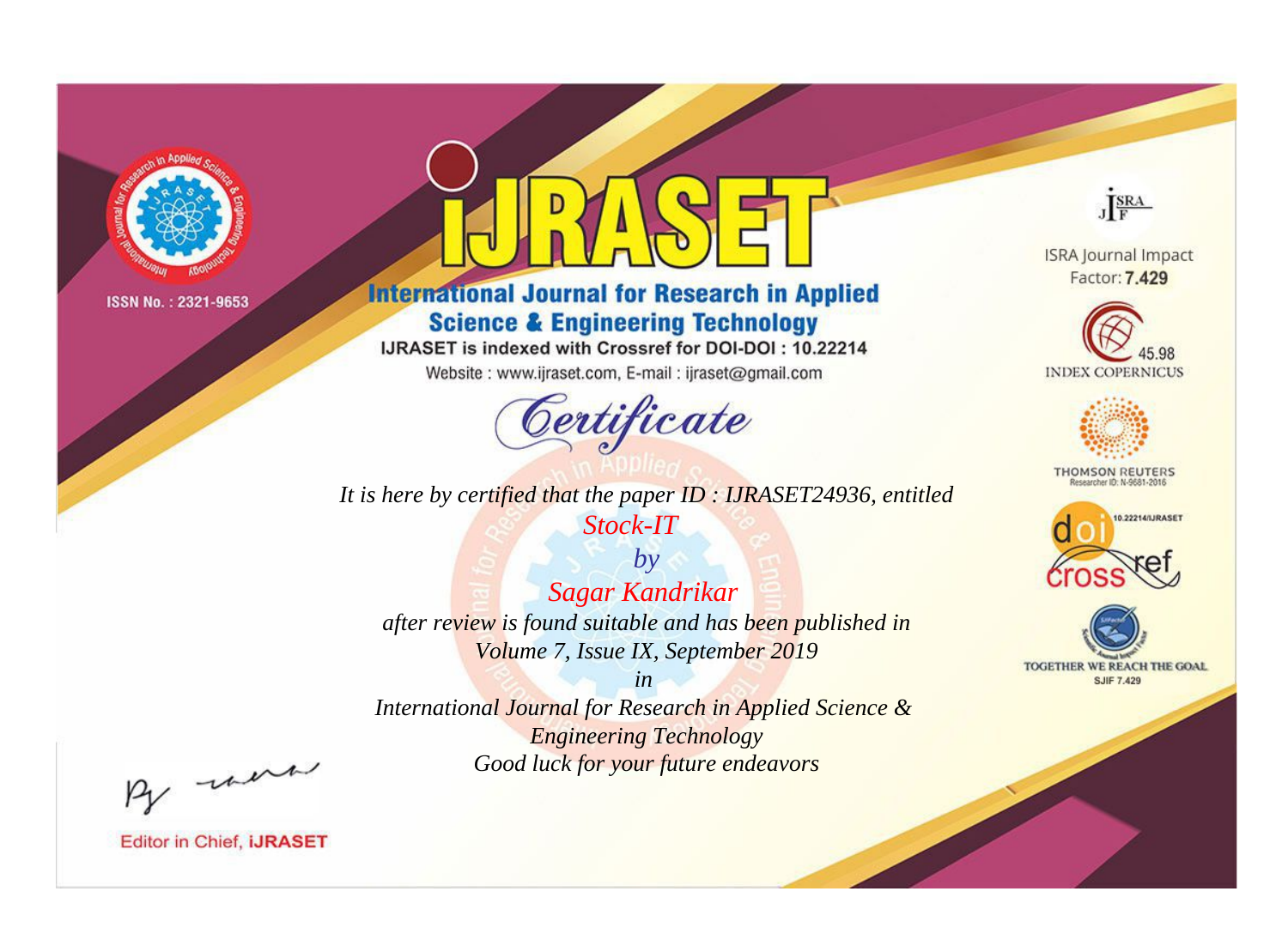ISSN No. : 2321-9653

# iJRASET

## International Journal for Research in Applied Science & Engineering Technology

IJRASET is indexed with Crossref for DOI-DOI : 10.22214

Website : www.ijraset.com, E-mail : ijraset@gmail.com

# Certificate

*It is here by certified that the paper ID : IJRASET24936, entitled*

*Stock-IT*

*by*

*Sagar Kandrikar*

*after review is found suitable and has been published in*

*Volume 7, Issue IX, September 2019*

*in*

*International Journal for Research in Applied Science & Engineering Technology*

*Good luck for your future endeavors*

ISRA Journal Impact Factor: **7.429**

45.98 INDEX COPERNICUS

THOMSON REUTERS

Researcher ID: N-9681-2016

10.22214/IJRASET

TOGETHER WE REACH THE GOAL

SJIF 7.429

Editor in Chief, **iJRASET**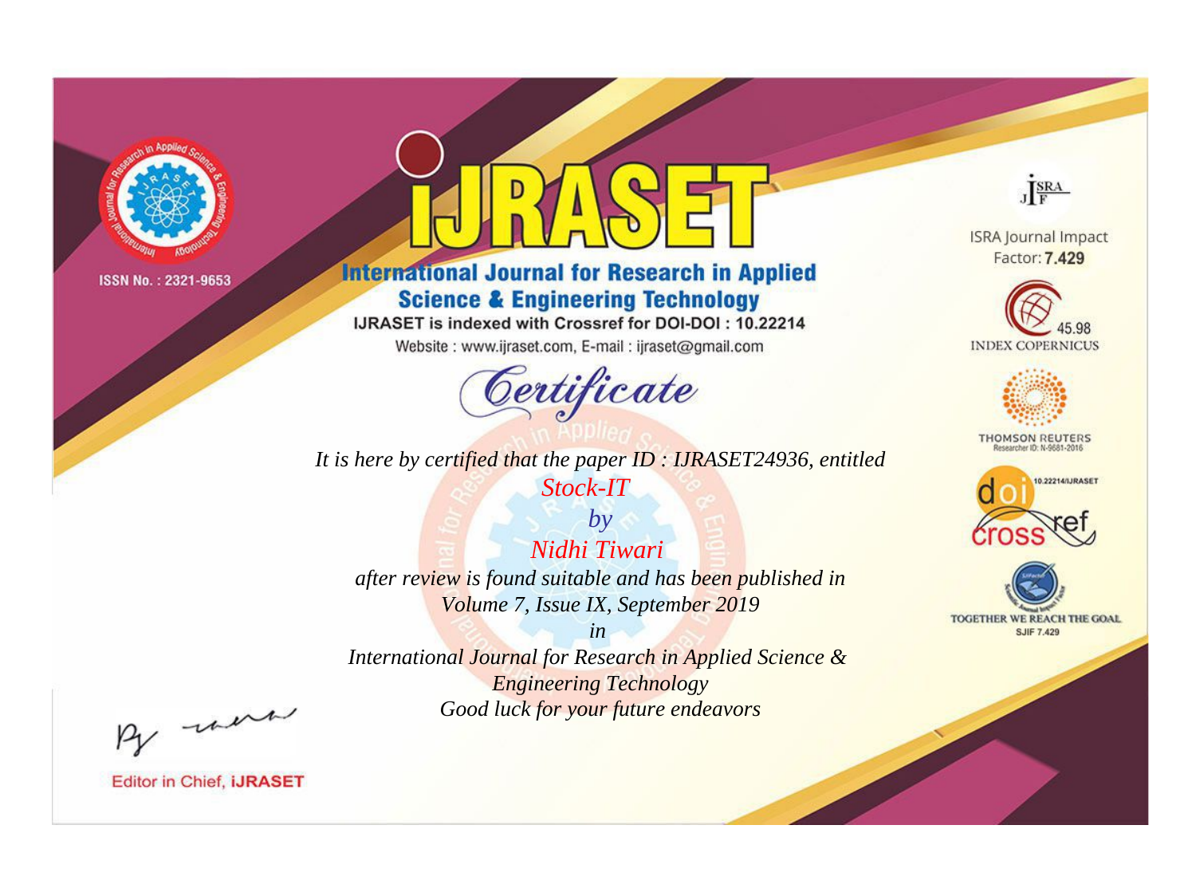ISSN No. : 2321-9653

# IJRASET

## International Journal for Research in Applied Science & Engineering Technology

IJRASET is indexed with Crossref for DOI-DOI : 10.22214

Website : www.ijraset.com, E-mail : ijraset@gmail.com

*Certificate*

*It is here by certified that the paper ID : IJRASET24936, entitled*

*Stock-IT*

*by*

*Nidhi Tiwari*

*after review is found suitable and has been published in*

*Volume 7, Issue IX, September 2019*

*in*

*International Journal for Research in Applied Science & Engineering Technology*

*Good luck for your future endeavors*

ISRA Journal Impact Factor: **7.429**

45.98 INDEX COPERNICUS

THOMSON REUTERS Researcher ID: N-9681-2016

10.22214/IJRASET

TOGETHER WE REACH THE GOAL SJIF 7.429

Editor in Chief, **iJRASET**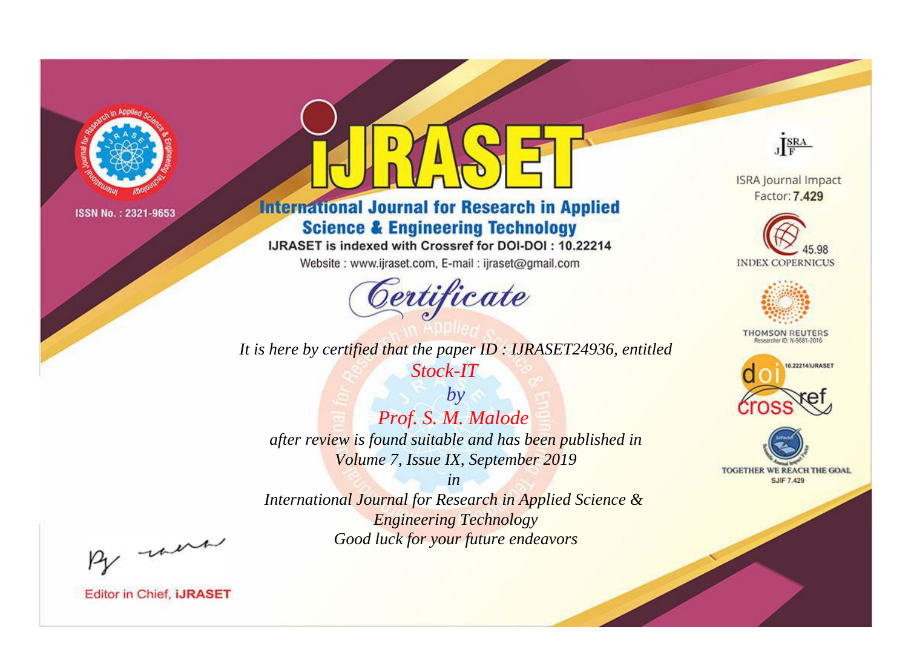ISSN No. : 2321-9653

# iJRASET

## International Journal for Research in Applied Science & Engineering Technology

IJRASET is indexed with Crossref for DOI-DOI : 10.22214

Website : www.ijraset.com, E-mail : ijraset@gmail.com

## Certificate

*It is here by certified that the paper ID : IJRASET24936, entitled*

*Stock-IT*

*by*

*Prof. S. M. Malode*

*after review is found suitable and has been published in*

*Volume 7, Issue IX, September 2019*

*in*

*International Journal for Research in Applied Science & Engineering Technology*

*Good luck for your future endeavors*

ISRA Journal Impact Factor: **7.429**

45.98 INDEX COPERNICUS

THOMSON REUTERS

Researcher ID: N-9681-2016

10.22214/IJRASET

TOGETHER WE REACH THE GOAL

SJIF 7.429

Editor in Chief, **iJRASET**